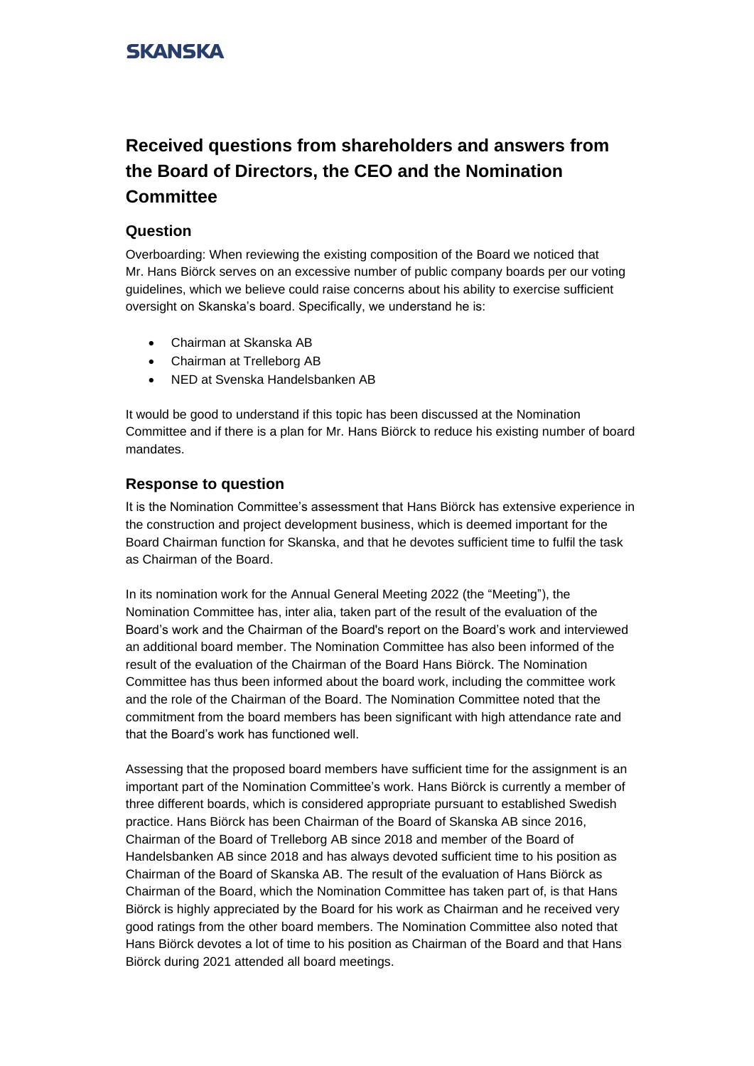# Received questions from shareholders and answers from the Board of Directors, the CEO and the Nomination Committee

## Question

Overboarding: When reviewing the existing composition of the Board we noticed that Mr. Hans Biörck serves on an excessive number of public company boards per our voting guidelines, which we believe could raise concerns about his ability to exercise sufficient oversight on Skanska's board. Specifically, we understand he is:

- Chairman at Skanska AB
- Chairman at Trelleborg AB
- NED at Svenska Handelsbanken AB

It would be good to understand if this topic has been discussed at the Nomination Committee and if there is a plan for Mr. Hans Biörck to reduce his existing number of board mandates.

## Response to question

It is the Nomination Committee's assessment that Hans Biörck has extensive experience in the construction and project development business, which is deemed important for the Board Chairman function for Skanska, and that he devotes sufficient time to fulfil the task as Chairman of the Board.

In its nomination work for the Annual General Meeting 2022 (the "Meeting"), the Nomination Committee has, inter alia, taken part of the result of the evaluation of the Board's work and the Chairman of the Board's report on the Board's work and interviewed an additional board member. The Nomination Committee has also been informed of the result of the evaluation of the Chairman of the Board Hans Biörck. The Nomination Committee has thus been informed about the board work, including the committee work and the role of the Chairman of the Board. The Nomination Committee noted that the commitment from the board members has been significant with high attendance rate and that the Board's work has functioned well.

Assessing that the proposed board members have sufficient time for the assignment is an important part of the Nomination Committee's work. Hans Biörck is currently a member of three different boards, which is considered appropriate pursuant to established Swedish practice. Hans Biörck has been Chairman of the Board of Skanska AB since 2016, Chairman of the Board of Trelleborg AB since 2018 and member of the Board of Handelsbanken AB since 2018 and has always devoted sufficient time to his position as Chairman of the Board of Skanska AB. The result of the evaluation of Hans Biörck as Chairman of the Board, which the Nomination Committee has taken part of, is that Hans Biörck is highly appreciated by the Board for his work as Chairman and he received very good ratings from the other board members. The Nomination Committee also noted that Hans Biörck devotes a lot of time to his position as Chairman of the Board and that Hans Biörck during 2021 attended all board meetings.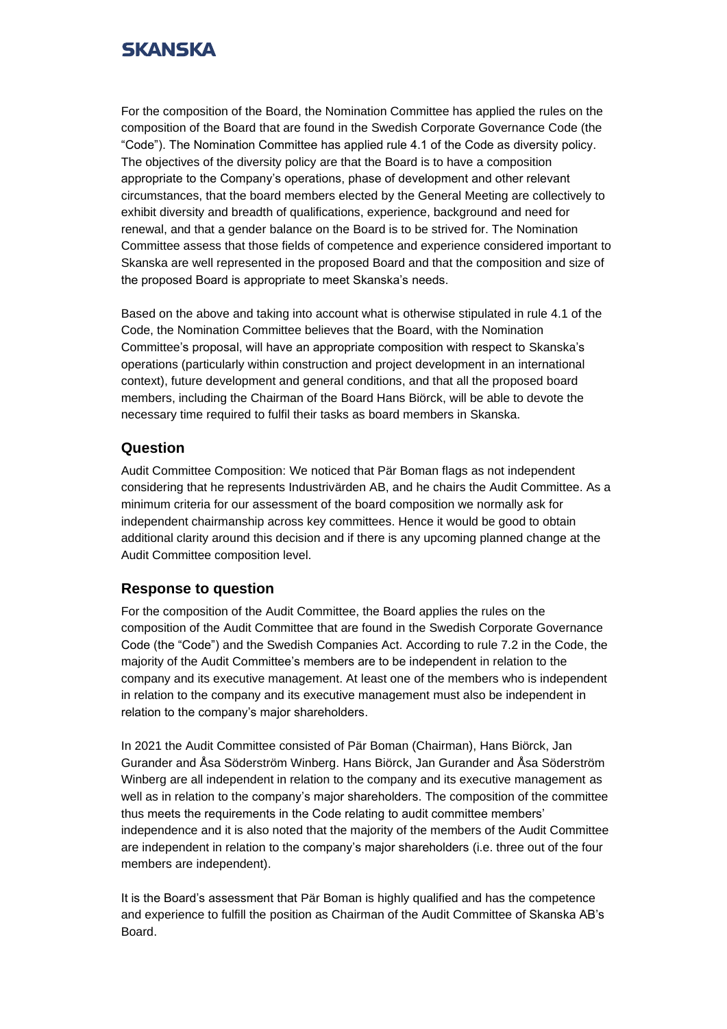For the composition of the Board, the Nomination Committee has applied the rules on the composition of the Board that are found in the Swedish Corporate Governance Code (the "Code"). The Nomination Committee has applied rule 4.1 of the Code as diversity policy. The objectives of the diversity policy are that the Board is to have a composition appropriate to the Company's operations, phase of development and other relevant circumstances, that the board members elected by the General Meeting are collectively to exhibit diversity and breadth of qualifications, experience, background and need for renewal, and that a gender balance on the Board is to be strived for. The Nomination Committee assess that those fields of competence and experience considered important to Skanska are well represented in the proposed Board and that the composition and size of the proposed Board is appropriate to meet Skanska's needs.

Based on the above and taking into account what is otherwise stipulated in rule 4.1 of the Code, the Nomination Committee believes that the Board, with the Nomination Committee's proposal, will have an appropriate composition with respect to Skanska's operations (particularly within construction and project development in an international context), future development and general conditions, and that all the proposed board members, including the Chairman of the Board Hans Biörck, will be able to devote the necessary time required to fulfil their tasks as board members in Skanska.

## Question

Audit Committee Composition: We noticed that Pär Boman flags as not independent considering that he represents Industrivärden AB, and he chairs the Audit Committee. As a minimum criteria for our assessment of the board composition we normally ask for independent chairmanship across key committees. Hence it would be good to obtain additional clarity around this decision and if there is any upcoming planned change at the Audit Committee composition level.

## Response to question

For the composition of the Audit Committee, the Board applies the rules on the composition of the Audit Committee that are found in the Swedish Corporate Governance Code (the "Code") and the Swedish Companies Act. According to rule 7.2 in the Code, the majority of the Audit Committee's members are to be independent in relation to the company and its executive management. At least one of the members who is independent in relation to the company and its executive management must also be independent in relation to the company's major shareholders.

In 2021 the Audit Committee consisted of Pär Boman (Chairman), Hans Biörck, Jan Gurander and Åsa Söderström Winberg. Hans Biörck, Jan Gurander and Åsa Söderström Winberg are all independent in relation to the company and its executive management as well as in relation to the company's major shareholders. The composition of the committee thus meets the requirements in the Code relating to audit committee members' independence and it is also noted that the majority of the members of the Audit Committee are independent in relation to the company's major shareholders (i.e. three out of the four members are independent).

It is the Board's assessment that Pär Boman is highly qualified and has the competence and experience to fulfill the position as Chairman of the Audit Committee of Skanska AB's Board.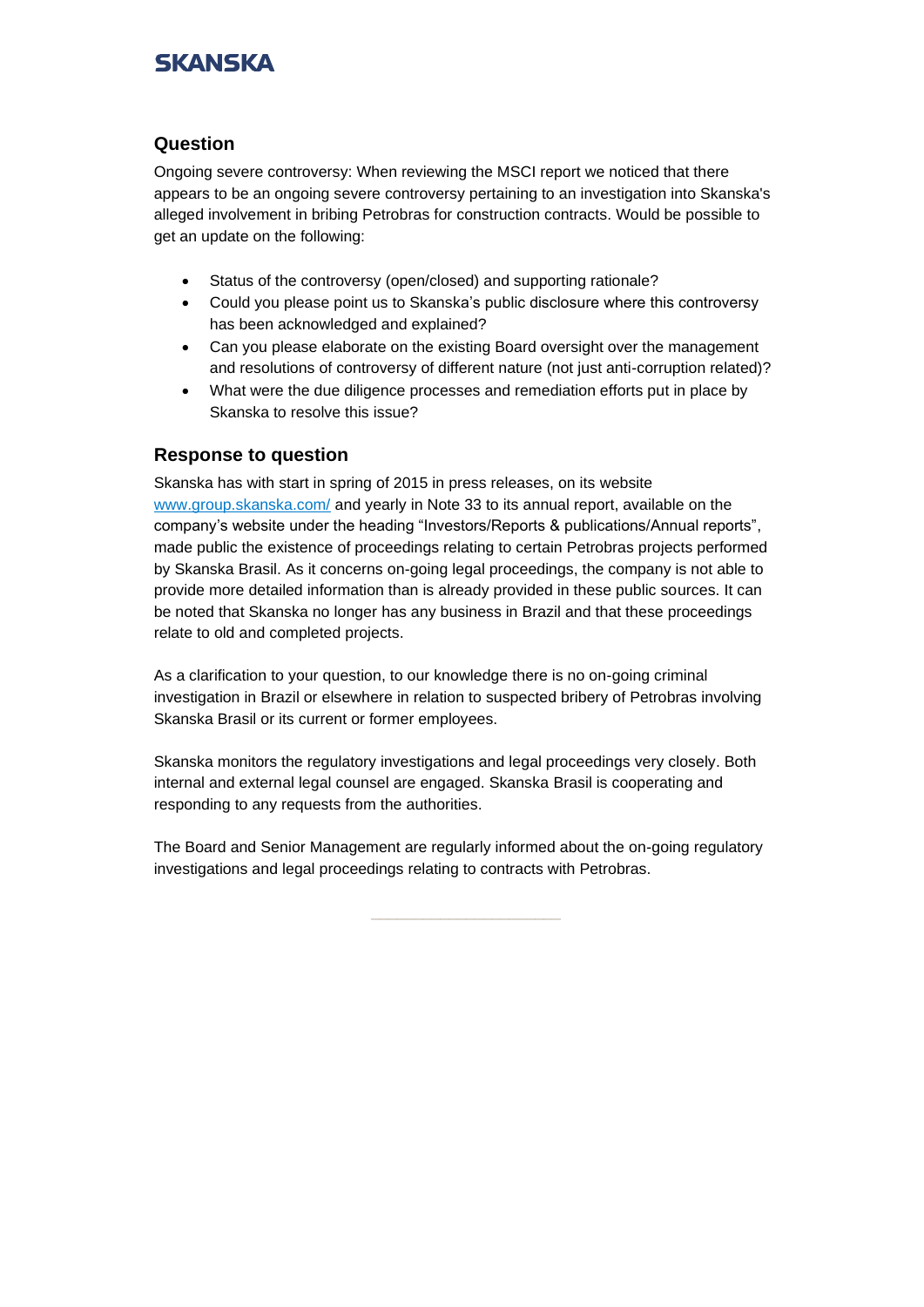## Question

Ongoing severe controversy: When reviewing the MSCI report we noticed that there appears to be an ongoing severe controversy pertaining to an investigation into Skanska's alleged involvement in bribing Petrobras for construction contracts. Would be possible to get an update on the following:

- Status of the controversy (open/closed) and supporting rationale?
- Could you please point us to Skanska's public disclosure where this controversy has been acknowledged and explained?
- Can you please elaborate on the existing Board oversight over the management and resolutions of controversy of different nature (not just anti-corruption related)?
- What were the due diligence processes and remediation efforts put in place by Skanska to resolve this issue?

## Response to question

Skanska has with start in spring of 2015 in press releases, on its website www.group.skanska.com/ and yearly in Note 33 to its annual report, available on the company's website under the heading "Investors/Reports & publications/Annual reports", made public the existence of proceedings relating to certain Petrobras projects performed by Skanska Brasil. As it concerns on-going legal proceedings, the company is not able to provide more detailed information than is already provided in these public sources. It can be noted that Skanska no longer has any business in Brazil and that these proceedings relate to old and completed projects.

As a clarification to your question, to our knowledge there is no on-going criminal investigation in Brazil or elsewhere in relation to suspected bribery of Petrobras involving Skanska Brasil or its current or former employees.

Skanska monitors the regulatory investigations and legal proceedings very closely. Both internal and external legal counsel are engaged. Skanska Brasil is cooperating and responding to any requests from the authorities.

The Board and Senior Management are regularly informed about the on-going regulatory investigations and legal proceedings relating to contracts with Petrobras.